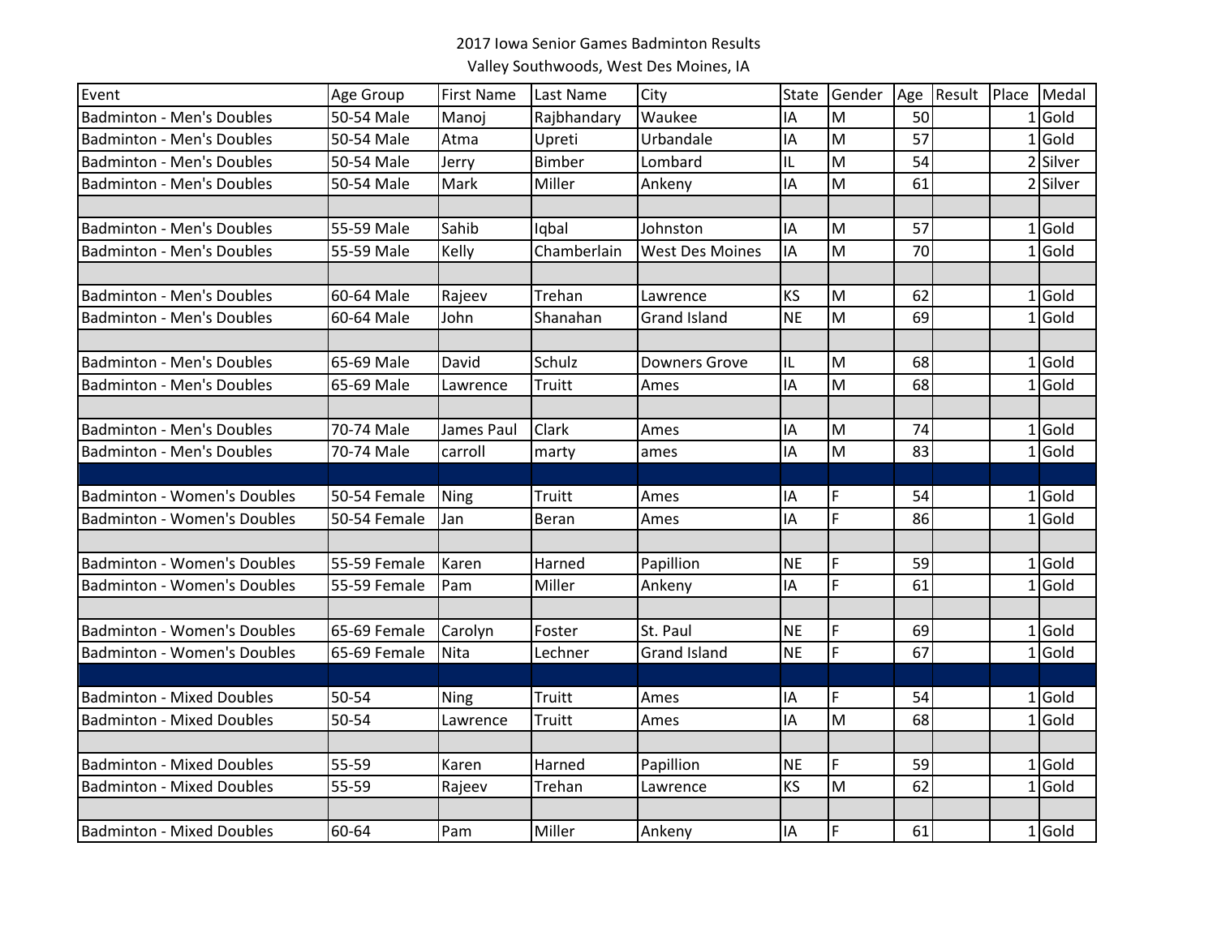# 2017 Iowa Senior Games Badminton Results

Valley Southwoods, West Des Moines, IA

| Event | Age Group | First Name | Last Name | City | State | Gender | Age | Result | Place | Medal |
|---|---|---|---|---|---|---|---|---|---|---|
| Badminton - Men's Doubles | 50-54 Male | Manoj | Rajbhandary | Waukee | IA | M | 50 | | 1 | Gold |
| Badminton - Men's Doubles | 50-54 Male | Atma | Upreti | Urbandale | IA | M | 57 | | 1 | Gold |
| Badminton - Men's Doubles | 50-54 Male | Jerry | Bimber | Lombard | IL | M | 54 | | 2 | Silver |
| Badminton - Men's Doubles | 50-54 Male | Mark | Miller | Ankeny | IA | M | 61 | | 2 | Silver |
| | | | | | | | | | | |
| Badminton - Men's Doubles | 55-59 Male | Sahib | Iqbal | Johnston | IA | M | 57 | | 1 | Gold |
| Badminton - Men's Doubles | 55-59 Male | Kelly | Chamberlain | West Des Moines | IA | M | 70 | | 1 | Gold |
| | | | | | | | | | | |
| Badminton - Men's Doubles | 60-64 Male | Rajeev | Trehan | Lawrence | KS | M | 62 | | 1 | Gold |
| Badminton - Men's Doubles | 60-64 Male | John | Shanahan | Grand Island | NE | M | 69 | | 1 | Gold |
| | | | | | | | | | | |
| Badminton - Men's Doubles | 65-69 Male | David | Schulz | Downers Grove | IL | M | 68 | | 1 | Gold |
| Badminton - Men's Doubles | 65-69 Male | Lawrence | Truitt | Ames | IA | M | 68 | | 1 | Gold |
| | | | | | | | | | | |
| Badminton - Men's Doubles | 70-74 Male | James Paul | Clark | Ames | IA | M | 74 | | 1 | Gold |
| Badminton - Men's Doubles | 70-74 Male | carroll | marty | ames | IA | M | 83 | | 1 | Gold |
| | | | | | | | | | | |
| Badminton - Women's Doubles | 50-54 Female | Ning | Truitt | Ames | IA | F | 54 | | 1 | Gold |
| Badminton - Women's Doubles | 50-54 Female | Jan | Beran | Ames | IA | F | 86 | | 1 | Gold |
| | | | | | | | | | | |
| Badminton - Women's Doubles | 55-59 Female | Karen | Harned | Papillion | NE | F | 59 | | 1 | Gold |
| Badminton - Women's Doubles | 55-59 Female | Pam | Miller | Ankeny | IA | F | 61 | | 1 | Gold |
| | | | | | | | | | | |
| Badminton - Women's Doubles | 65-69 Female | Carolyn | Foster | St. Paul | NE | F | 69 | | 1 | Gold |
| Badminton - Women's Doubles | 65-69 Female | Nita | Lechner | Grand Island | NE | F | 67 | | 1 | Gold |
| | | | | | | | | | | |
| Badminton - Mixed Doubles | 50-54 | Ning | Truitt | Ames | IA | F | 54 | | 1 | Gold |
| Badminton - Mixed Doubles | 50-54 | Lawrence | Truitt | Ames | IA | M | 68 | | 1 | Gold |
| | | | | | | | | | | |
| Badminton - Mixed Doubles | 55-59 | Karen | Harned | Papillion | NE | F | 59 | | 1 | Gold |
| Badminton - Mixed Doubles | 55-59 | Rajeev | Trehan | Lawrence | KS | M | 62 | | 1 | Gold |
| | | | | | | | | | | |
| Badminton - Mixed Doubles | 60-64 | Pam | Miller | Ankeny | IA | F | 61 | | 1 | Gold |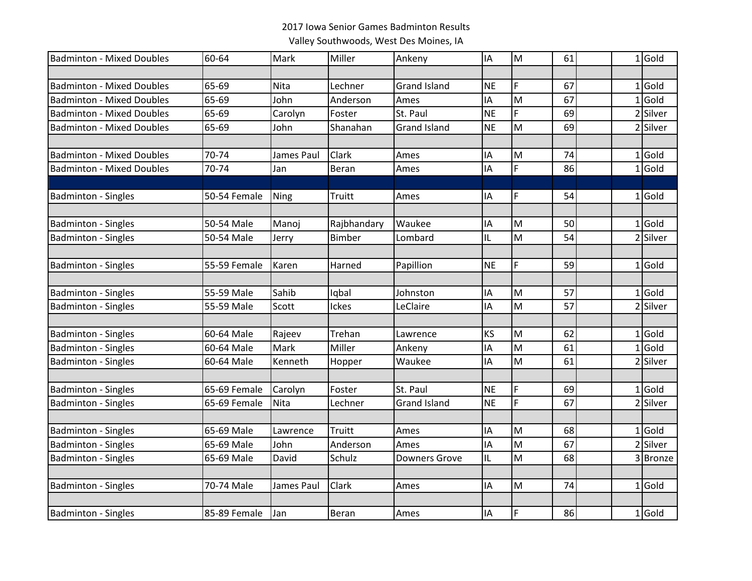2017 Iowa Senior Games Badminton Results

Valley Southwoods, West Des Moines, IA

| | | | | | | | | | | |
|---|---|---|---|---|---|---|---|---|---|---|
| Badminton - Mixed Doubles | 60-64 | Mark | Miller | Ankeny | IA | M | 61 | | 1 | Gold |
| | | | | | | | | | | |
| Badminton - Mixed Doubles | 65-69 | Nita | Lechner | Grand Island | NE | F | 67 | | 1 | Gold |
| Badminton - Mixed Doubles | 65-69 | John | Anderson | Ames | IA | M | 67 | | 1 | Gold |
| Badminton - Mixed Doubles | 65-69 | Carolyn | Foster | St. Paul | NE | F | 69 | | 2 | Silver |
| Badminton - Mixed Doubles | 65-69 | John | Shanahan | Grand Island | NE | M | 69 | | 2 | Silver |
| | | | | | | | | | | |
| Badminton - Mixed Doubles | 70-74 | James Paul | Clark | Ames | IA | M | 74 | | 1 | Gold |
| Badminton - Mixed Doubles | 70-74 | Jan | Beran | Ames | IA | F | 86 | | 1 | Gold |
| | | | | | | | | | | |
| Badminton - Singles | 50-54 Female | Ning | Truitt | Ames | IA | F | 54 | | 1 | Gold |
| | | | | | | | | | | |
| Badminton - Singles | 50-54 Male | Manoj | Rajbhandary | Waukee | IA | M | 50 | | 1 | Gold |
| Badminton - Singles | 50-54 Male | Jerry | Bimber | Lombard | IL | M | 54 | | 2 | Silver |
| | | | | | | | | | | |
| Badminton - Singles | 55-59 Female | Karen | Harned | Papillion | NE | F | 59 | | 1 | Gold |
| | | | | | | | | | | |
| Badminton - Singles | 55-59 Male | Sahib | Iqbal | Johnston | IA | M | 57 | | 1 | Gold |
| Badminton - Singles | 55-59 Male | Scott | Ickes | LeClaire | IA | M | 57 | | 2 | Silver |
| | | | | | | | | | | |
| Badminton - Singles | 60-64 Male | Rajeev | Trehan | Lawrence | KS | M | 62 | | 1 | Gold |
| Badminton - Singles | 60-64 Male | Mark | Miller | Ankeny | IA | M | 61 | | 1 | Gold |
| Badminton - Singles | 60-64 Male | Kenneth | Hopper | Waukee | IA | M | 61 | | 2 | Silver |
| | | | | | | | | | | |
| Badminton - Singles | 65-69 Female | Carolyn | Foster | St. Paul | NE | F | 69 | | 1 | Gold |
| Badminton - Singles | 65-69 Female | Nita | Lechner | Grand Island | NE | F | 67 | | 2 | Silver |
| | | | | | | | | | | |
| Badminton - Singles | 65-69 Male | Lawrence | Truitt | Ames | IA | M | 68 | | 1 | Gold |
| Badminton - Singles | 65-69 Male | John | Anderson | Ames | IA | M | 67 | | 2 | Silver |
| Badminton - Singles | 65-69 Male | David | Schulz | Downers Grove | IL | M | 68 | | 3 | Bronze |
| | | | | | | | | | | |
| Badminton - Singles | 70-74 Male | James Paul | Clark | Ames | IA | M | 74 | | 1 | Gold |
| | | | | | | | | | | |
| Badminton - Singles | 85-89 Female | Jan | Beran | Ames | IA | F | 86 | | 1 | Gold |